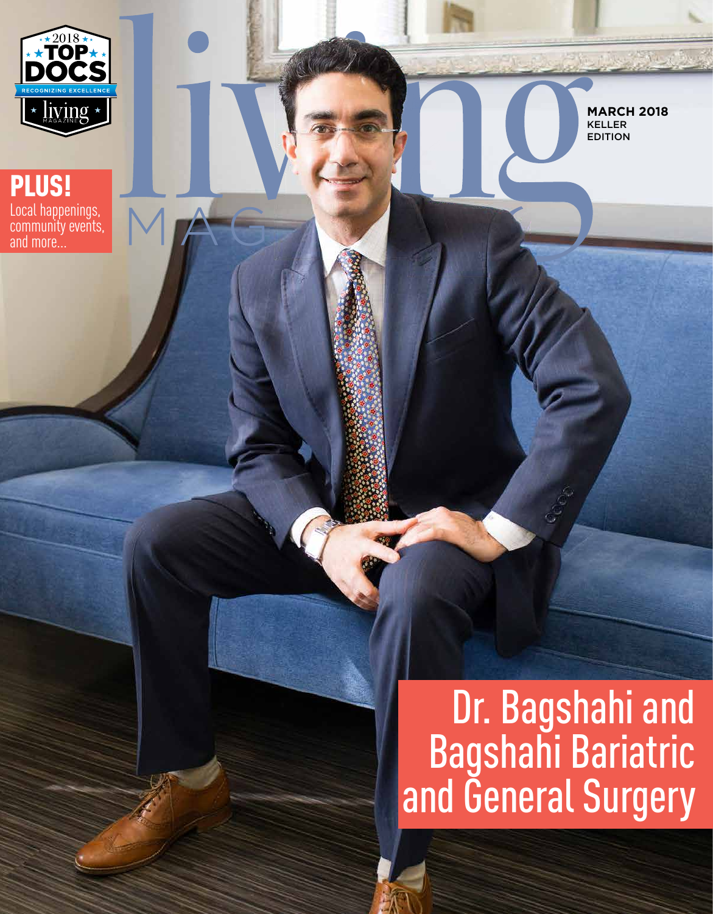2018 TOP DOCS

RECOGNIZING EXCELLENCE

living MAGAZINE

# living MAGAZINE

**MARCH 2018**
KELLER EDITION

**PLUS!**
Local happenings, community events, and more...

## Dr. Bagshahi and Bagshahi Bariatric and General Surgery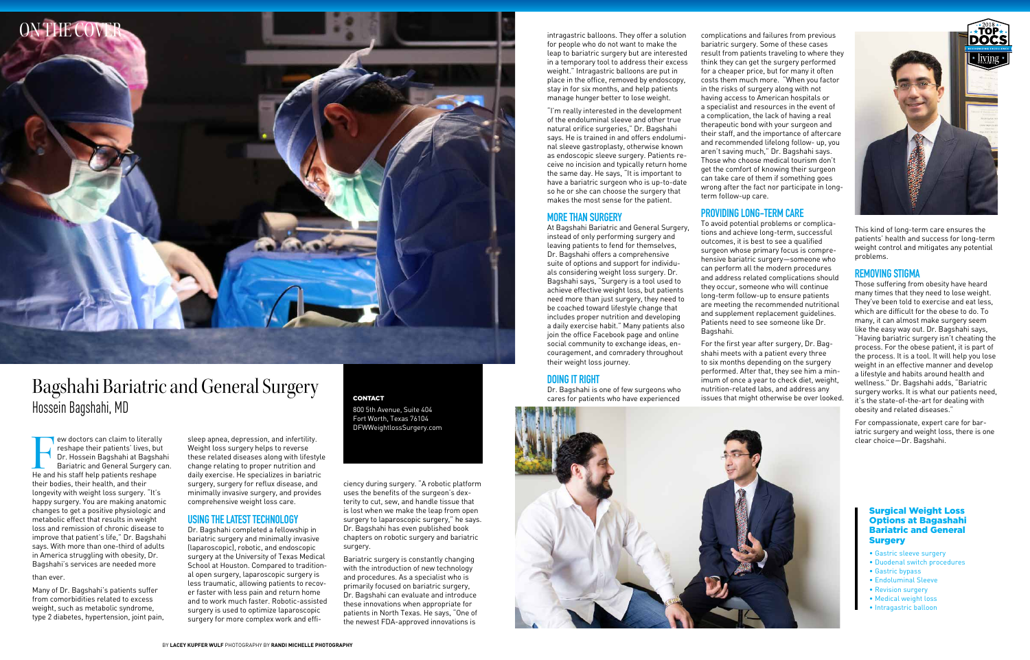# Bagshahi Bariatric and General Surgery

## Hossein Bagshahi, MD

**CONTACT**

800 5th Avenue, Suite 404
Fort Worth, Texas 76104
DFWWeightlossSurgery.com

Few doctors can claim to literally reshape their patients' lives, but Dr. Hossein Bagshahi at Bagshahi Bariatric and General Surgery can. He and his staff help patients reshape their bodies, their health, and their longevity with weight loss surgery. "It's happy surgery. You are making anatomic changes to get a positive physiologic and metabolic effect that results in weight loss and remission of chronic disease to improve that patient's life," Dr. Bagshahi says. With more than one-third of adults in America struggling with obesity, Dr. Bagshahi's services are needed more than ever.

Many of Dr. Bagshahi's patients suffer from comorbidities related to excess weight, such as metabolic syndrome, type 2 diabetes, hypertension, joint pain, sleep apnea, depression, and infertility. Weight loss surgery helps to reverse these related diseases along with lifestyle change relating to proper nutrition and daily exercise. He specializes in bariatric surgery, surgery for reflux disease, and minimally invasive surgery, and provides comprehensive weight loss care.

### USING THE LATEST TECHNOLOGY

Dr. Bagshahi completed a fellowship in bariatric surgery and minimally invasive (laparoscopic), robotic, and endoscopic surgery at the University of Texas Medical School at Houston. Compared to traditional open surgery, laparoscopic surgery is less traumatic, allowing patients to recover faster with less pain and return home and to work much faster. Robotic-assisted surgery is used to optimize laparoscopic surgery for more complex work and efficiency during surgery. "A robotic platform uses the benefits of the surgeon's dexterity to cut, sew, and handle tissue that is lost when we make the leap from open surgery to laparoscopic surgery," he says. Dr. Bagshahi has even published book chapters on robotic surgery and bariatric surgery.

Bariatric surgery is constantly changing with the introduction of new technology and procedures. As a specialist who is primarily focused on bariatric surgery, Dr. Bagshahi can evaluate and introduce these innovations when appropriate for patients in North Texas. He says, "One of the newest FDA-approved innovations is intragastric balloons. They offer a solution for people who do not want to make the leap to bariatric surgery but are interested in a temporary tool to address their excess weight." Intragastric balloons are put in place in the office, removed by endoscopy, stay in for six months, and help patients manage hunger better to lose weight.

"I'm really interested in the development of the endoluminal sleeve and other true natural orifice surgeries," Dr. Bagshahi says. He is trained in and offers endoluminal sleeve gastroplasty, otherwise known as endoscopic sleeve surgery. Patients receive no incision and typically return home the same day. He says, "It is important to have a bariatric surgeon who is up-to-date so he or she can choose the surgery that makes the most sense for the patient.

### MORE THAN SURGERY

At Bagshahi Bariatric and General Surgery, instead of only performing surgery and leaving patients to fend for themselves, Dr. Bagshahi offers a comprehensive suite of options and support for individuals considering weight loss surgery. Dr. Bagshahi says, "Surgery is a tool used to achieve effective weight loss, but patients need more than just surgery, they need to be coached toward lifestyle change that includes proper nutrition and developing a daily exercise habit." Many patients also join the office Facebook page and online social community to exchange ideas, encouragement, and comradery throughout their weight loss journey.

### DOING IT RIGHT

Dr. Bagshahi is one of few surgeons who cares for patients who have experienced complications and failures from previous bariatric surgery. Some of these cases result from patients traveling to where they think they can get the surgery performed for a cheaper price, but for many it often costs them much more. "When you factor in the risks of surgery along with not having access to American hospitals or a specialist and resources in the event of a complication, the lack of having a real therapeutic bond with your surgeon and their staff, and the importance of aftercare and recommended lifelong follow- up, you aren't saving much," Dr. Bagshahi says. Those who choose medical tourism don't get the comfort of knowing their surgeon can take care of them if something goes wrong after the fact nor participate in long-term follow-up care.

### PROVIDING LONG-TERM CARE

To avoid potential problems or complications and achieve long-term, successful outcomes, it is best to see a qualified surgeon whose primary focus is comprehensive bariatric surgery—someone who can perform all the modern procedures and address related complications should they occur, someone who will continue long-term follow-up to ensure patients are meeting the recommended nutritional and supplement replacement guidelines. Patients need to see someone like Dr. Bagshahi.

For the first year after surgery, Dr. Bagshahi meets with a patient every three to six months depending on the surgery performed. After that, they see him a minimum of once a year to check diet, weight, nutrition-related labs, and address any issues that might otherwise be over looked. This kind of long-term care ensures the patients' health and success for long-term weight control and mitigates any potential problems.

### REMOVING STIGMA

Those suffering from obesity have heard many times that they need to lose weight. They've been told to exercise and eat less, which are difficult for the obese to do. To many, it can almost make surgery seem like the easy way out. Dr. Bagshahi says, "Having bariatric surgery isn't cheating the process. For the obese patient, it is part of the process. It is a tool. It will help you lose weight in an effective manner and develop a lifestyle and habits around health and wellness." Dr. Bagshahi adds, "Bariatric surgery works. It is what our patients need, it's the state-of-the-art for dealing with obesity and related diseases."

For compassionate, expert care for bariatric surgery and weight loss, there is one clear choice—Dr. Bagshahi.

### Surgical Weight Loss Options at Bagashahi Bariatric and General Surgery

- Gastric sleeve surgery
- Duodenal switch procedures
- Gastric bypass
- Endoluminal Sleeve
- Revision surgery
- Medical weight loss
- Intragastric balloon

BY **LACEY KUPFER WULF** PHOTOGRAPHY BY **RANDI MICHELLE PHOTOGRAPHY**